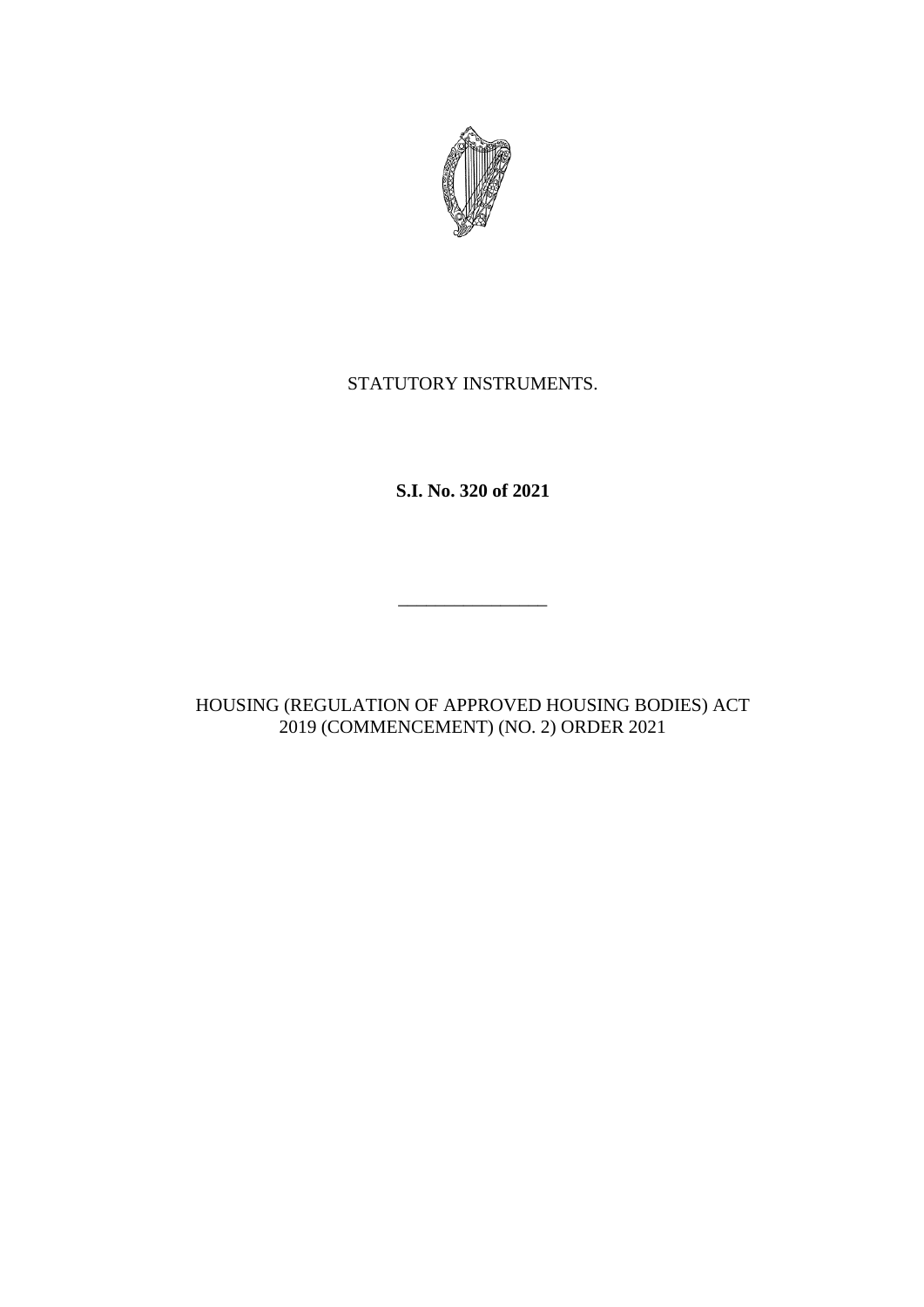STATUTORY INSTRUMENTS.

**S.I. No. 320 of 2021**

---

HOUSING (REGULATION OF APPROVED HOUSING BODIES) ACT 2019 (COMMENCEMENT) (NO. 2) ORDER 2021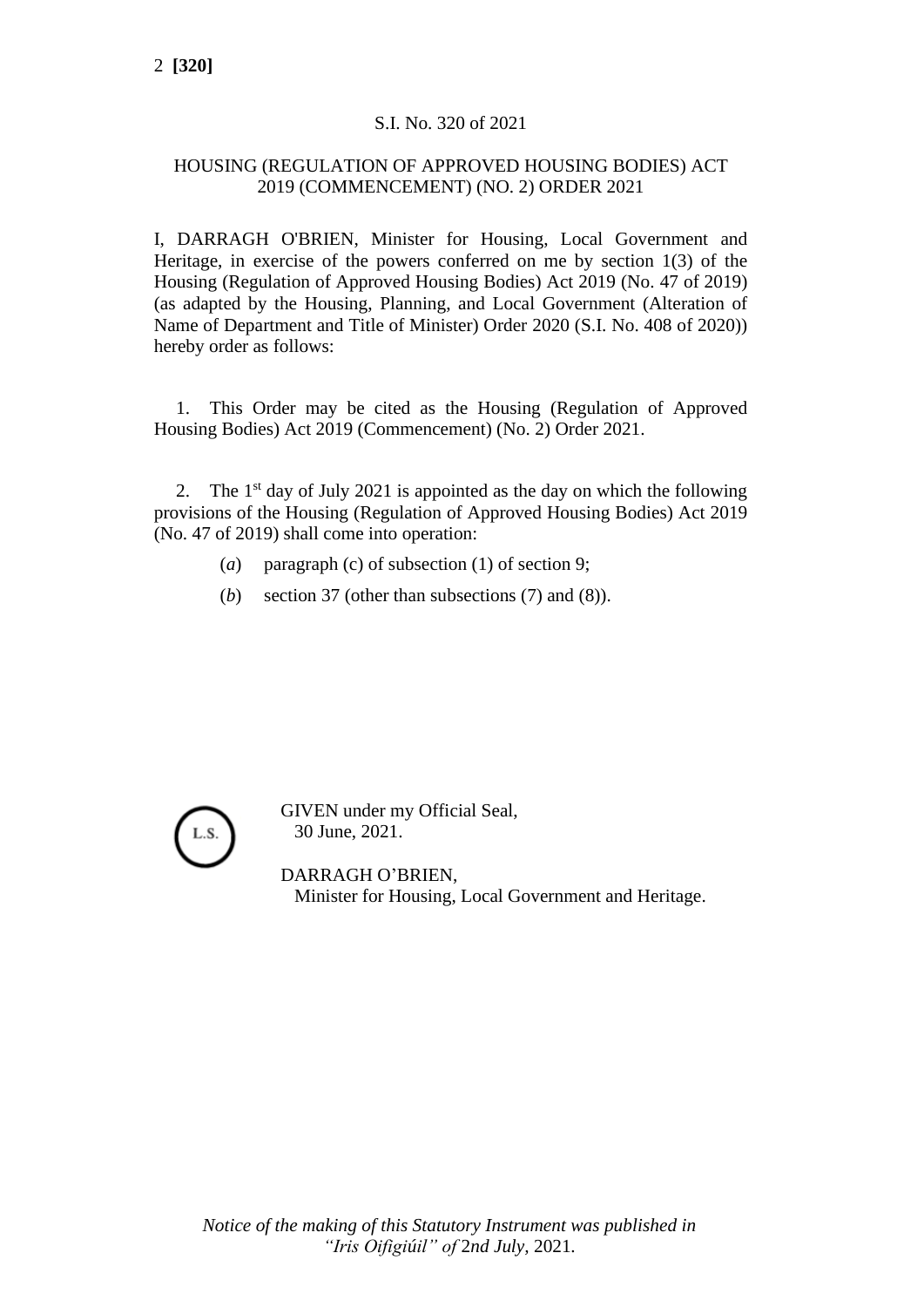S.I. No. 320 of 2021

HOUSING (REGULATION OF APPROVED HOUSING BODIES) ACT 2019 (COMMENCEMENT) (NO. 2) ORDER 2021

I, DARRAGH O'BRIEN, Minister for Housing, Local Government and Heritage, in exercise of the powers conferred on me by section 1(3) of the Housing (Regulation of Approved Housing Bodies) Act 2019 (No. 47 of 2019) (as adapted by the Housing, Planning, and Local Government (Alteration of Name of Department and Title of Minister) Order 2020 (S.I. No. 408 of 2020)) hereby order as follows:

1. This Order may be cited as the Housing (Regulation of Approved Housing Bodies) Act 2019 (Commencement) (No. 2) Order 2021.

2. The 1st day of July 2021 is appointed as the day on which the following provisions of the Housing (Regulation of Approved Housing Bodies) Act 2019 (No. 47 of 2019) shall come into operation:

(*a*) paragraph (c) of subsection (1) of section 9;

(*b*) section 37 (other than subsections (7) and (8)).

L.S.

GIVEN under my Official Seal,
30 June, 2021.

DARRAGH O'BRIEN,
Minister for Housing, Local Government and Heritage.

*Notice of the making of this Statutory Instrument was published in "Iris Oifigiúil" of* 2nd July, 2021.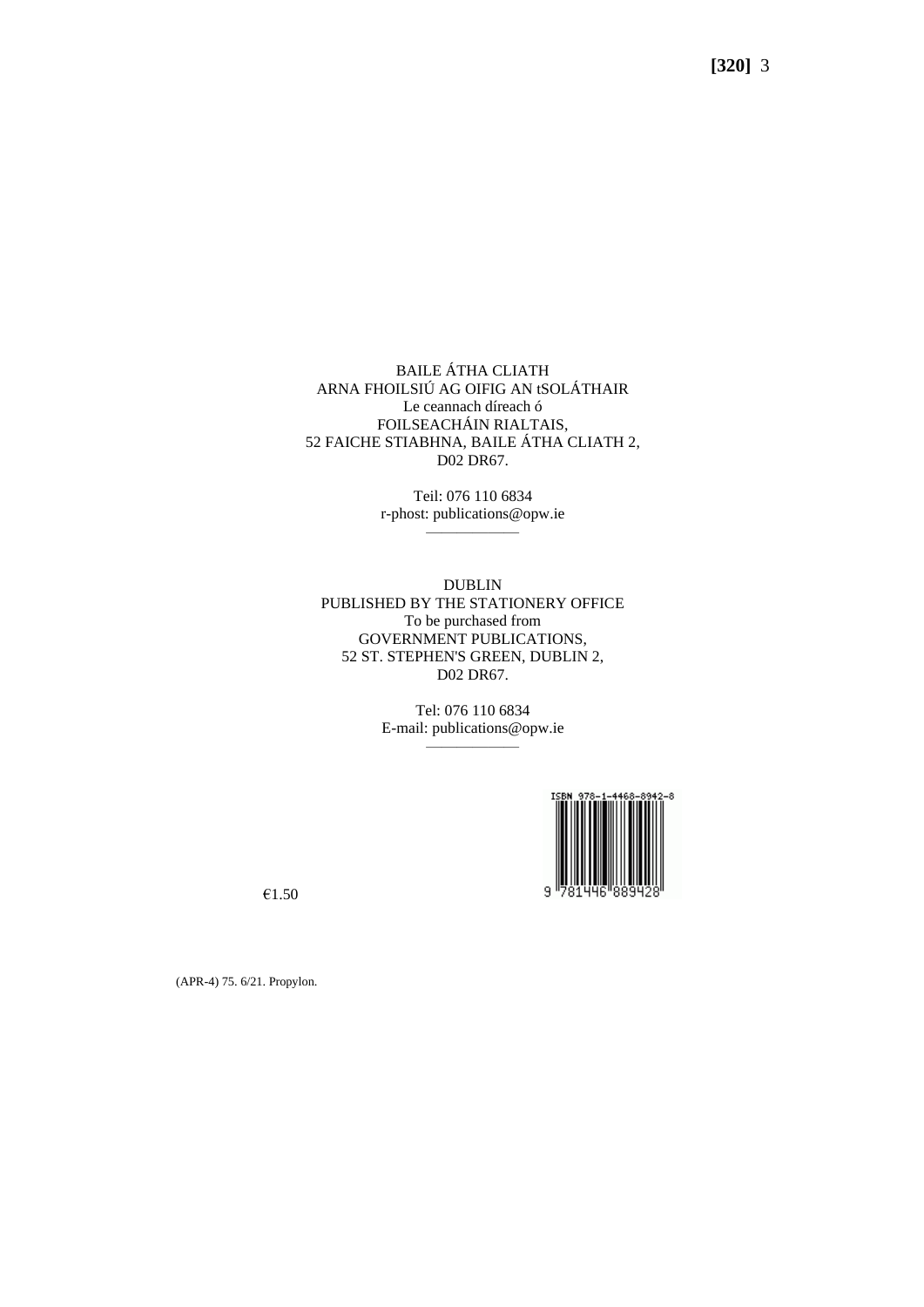BAILE ÁTHA CLIATH
ARNA FHOILSIÚ AG OIFIG AN tSOLÁTHAIR
Le ceannach díreach ó
FOILSEACHÁIN RIALTAIS,
52 FAICHE STIABHNA, BAILE ÁTHA CLIATH 2,
D02 DR67.

Teil: 076 110 6834
r-phost: publications@opw.ie

---

DUBLIN
PUBLISHED BY THE STATIONERY OFFICE
To be purchased from
GOVERNMENT PUBLICATIONS,
52 ST. STEPHEN'S GREEN, DUBLIN 2,
D02 DR67.

Tel: 076 110 6834
E-mail: publications@opw.ie

---

ISBN 978-1-4468-8942-8

9 781446 889428

€1.50

(APR-4) 75. 6/21. Propylon.